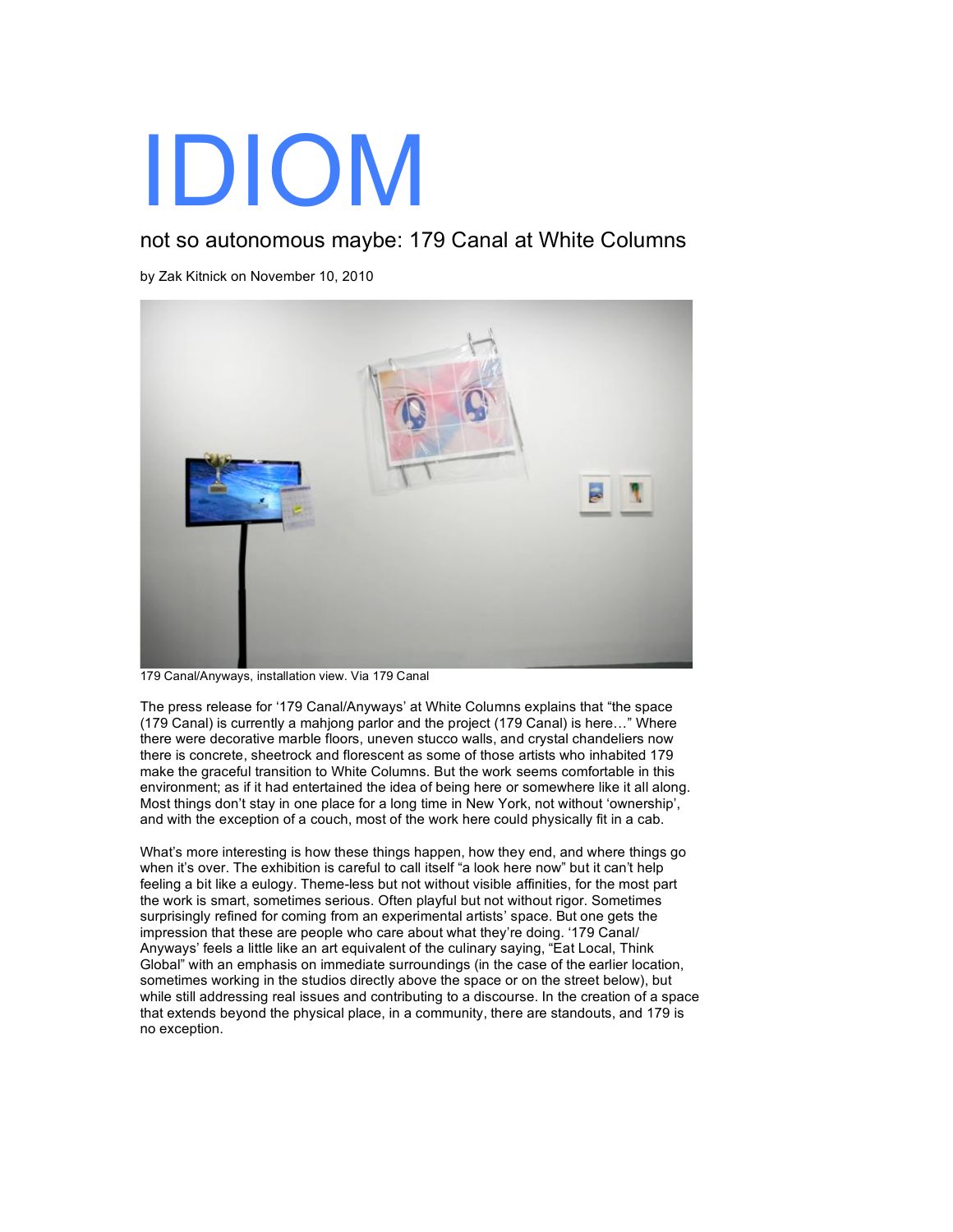# IDIOM

## not so autonomous maybe: 179 Canal at White Columns

by Zak Kitnick on November 10, 2010

179 Canal/Anyways, installation view. Via 179 Canal

The press release for '179 Canal/Anyways' at White Columns explains that "the space (179 Canal) is currently a mahjong parlor and the project (179 Canal) is here…" Where there were decorative marble floors, uneven stucco walls, and crystal chandeliers now there is concrete, sheetrock and florescent as some of those artists who inhabited 179 make the graceful transition to White Columns. But the work seems comfortable in this environment; as if it had entertained the idea of being here or somewhere like it all along. Most things don't stay in one place for a long time in New York, not without 'ownership', and with the exception of a couch, most of the work here could physically fit in a cab.

What's more interesting is how these things happen, how they end, and where things go when it's over. The exhibition is careful to call itself "a look here now" but it can't help feeling a bit like a eulogy. Theme-less but not without visible affinities, for the most part the work is smart, sometimes serious. Often playful but not without rigor. Sometimes surprisingly refined for coming from an experimental artists' space. But one gets the impression that these are people who care about what they're doing. '179 Canal/ Anyways' feels a little like an art equivalent of the culinary saying, "Eat Local, Think Global" with an emphasis on immediate surroundings (in the case of the earlier location, sometimes working in the studios directly above the space or on the street below), but while still addressing real issues and contributing to a discourse. In the creation of a space that extends beyond the physical place, in a community, there are standouts, and 179 is no exception.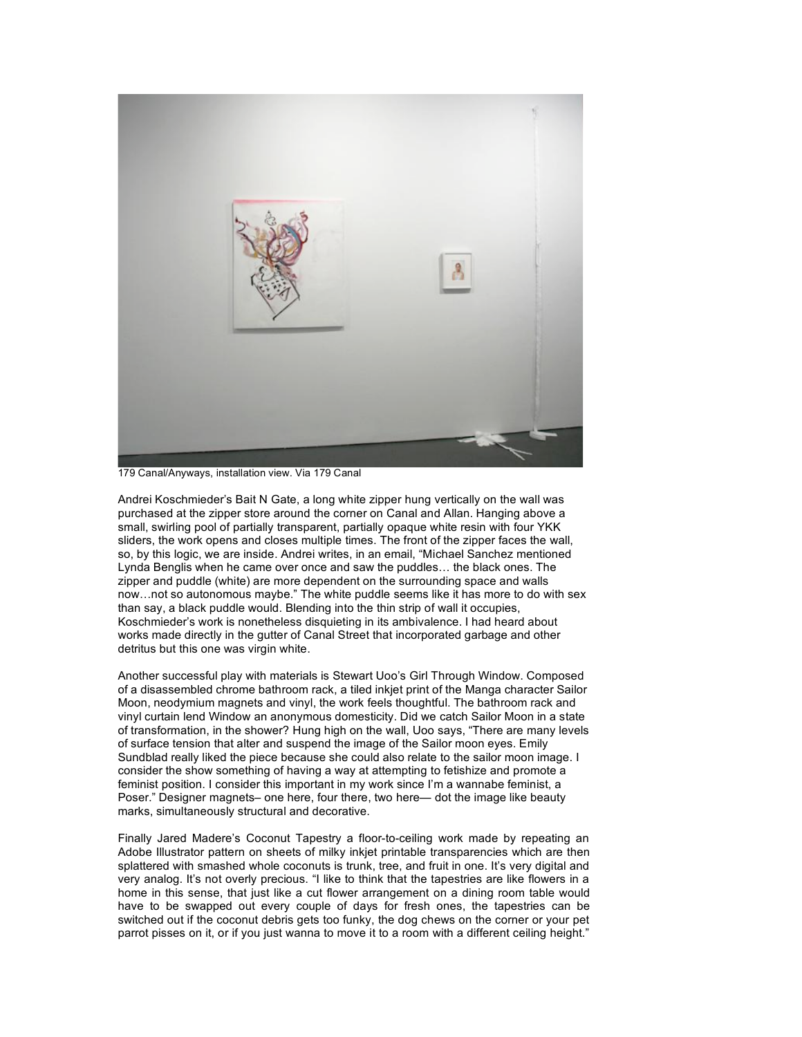179 Canal/Anyways, installation view. Via 179 Canal

Andrei Koschmieder's Bait N Gate, a long white zipper hung vertically on the wall was purchased at the zipper store around the corner on Canal and Allan. Hanging above a small, swirling pool of partially transparent, partially opaque white resin with four YKK sliders, the work opens and closes multiple times. The front of the zipper faces the wall, so, by this logic, we are inside. Andrei writes, in an email, "Michael Sanchez mentioned Lynda Benglis when he came over once and saw the puddles… the black ones. The zipper and puddle (white) are more dependent on the surrounding space and walls now…not so autonomous maybe." The white puddle seems like it has more to do with sex than say, a black puddle would. Blending into the thin strip of wall it occupies, Koschmieder's work is nonetheless disquieting in its ambivalence. I had heard about works made directly in the gutter of Canal Street that incorporated garbage and other detritus but this one was virgin white.

Another successful play with materials is Stewart Uoo's Girl Through Window. Composed of a disassembled chrome bathroom rack, a tiled inkjet print of the Manga character Sailor Moon, neodymium magnets and vinyl, the work feels thoughtful. The bathroom rack and vinyl curtain lend Window an anonymous domesticity. Did we catch Sailor Moon in a state of transformation, in the shower? Hung high on the wall, Uoo says, "There are many levels of surface tension that alter and suspend the image of the Sailor moon eyes. Emily Sundblad really liked the piece because she could also relate to the sailor moon image. I consider the show something of having a way at attempting to fetishize and promote a feminist position. I consider this important in my work since I'm a wannabe feminist, a Poser." Designer magnets– one here, four there, two here— dot the image like beauty marks, simultaneously structural and decorative.

Finally Jared Madere's Coconut Tapestry a floor-to-ceiling work made by repeating an Adobe Illustrator pattern on sheets of milky inkjet printable transparencies which are then splattered with smashed whole coconuts is trunk, tree, and fruit in one. It's very digital and very analog. It's not overly precious. "I like to think that the tapestries are like flowers in a home in this sense, that just like a cut flower arrangement on a dining room table would have to be swapped out every couple of days for fresh ones, the tapestries can be switched out if the coconut debris gets too funky, the dog chews on the corner or your pet parrot pisses on it, or if you just wanna to move it to a room with a different ceiling height."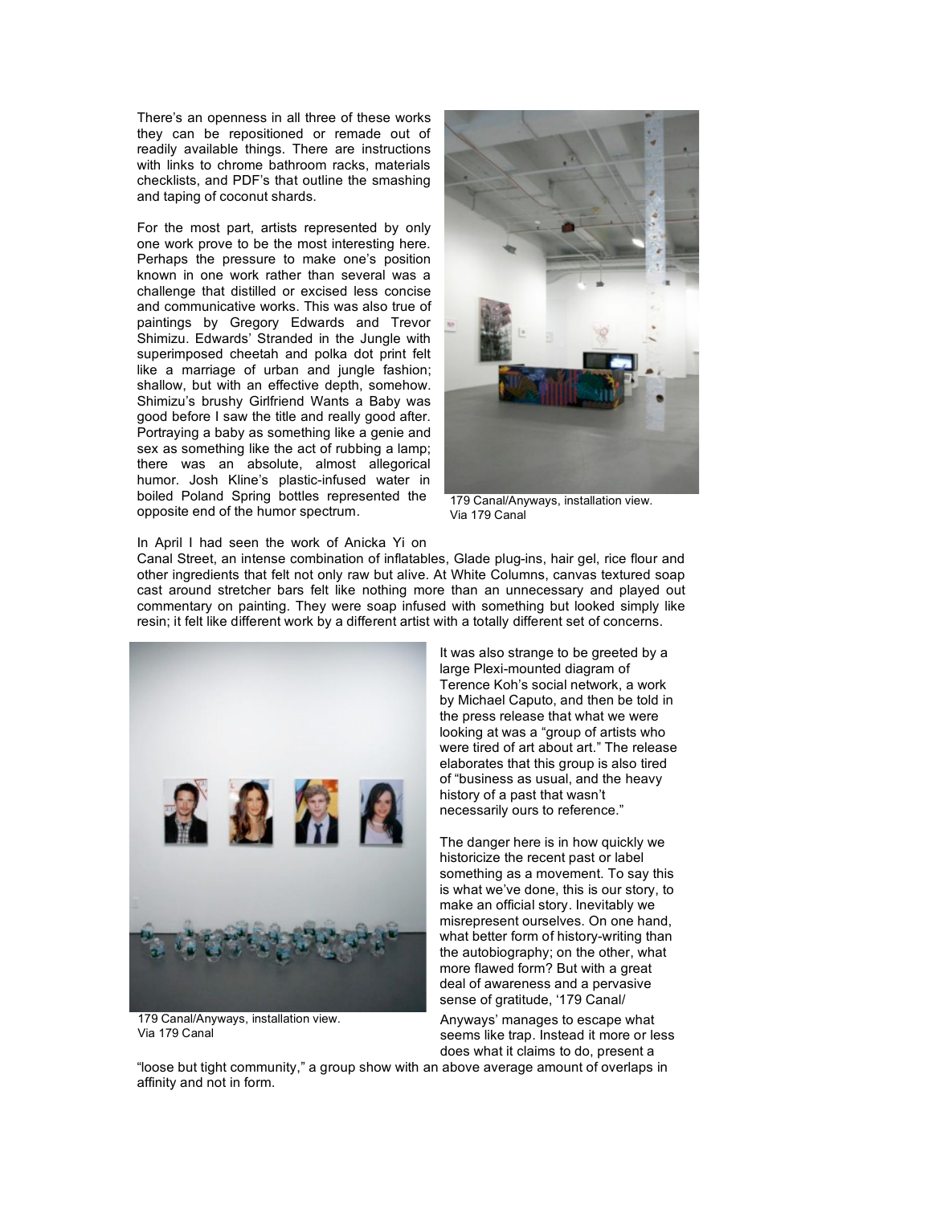There's an openness in all three of these works they can be repositioned or remade out of readily available things. There are instructions with links to chrome bathroom racks, materials checklists, and PDF's that outline the smashing and taping of coconut shards.

For the most part, artists represented by only one work prove to be the most interesting here. Perhaps the pressure to make one's position known in one work rather than several was a challenge that distilled or excised less concise and communicative works. This was also true of paintings by Gregory Edwards and Trevor Shimizu. Edwards' Stranded in the Jungle with superimposed cheetah and polka dot print felt like a marriage of urban and jungle fashion; shallow, but with an effective depth, somehow. Shimizu's brushy Girlfriend Wants a Baby was good before I saw the title and really good after. Portraying a baby as something like a genie and sex as something like the act of rubbing a lamp; there was an absolute, almost allegorical humor. Josh Kline's plastic-infused water in boiled Poland Spring bottles represented the opposite end of the humor spectrum.

179 Canal/Anyways, installation view.
Via 179 Canal

In April I had seen the work of Anicka Yi on Canal Street, an intense combination of inflatables, Glade plug-ins, hair gel, rice flour and other ingredients that felt not only raw but alive. At White Columns, canvas textured soap cast around stretcher bars felt like nothing more than an unnecessary and played out commentary on painting. They were soap infused with something but looked simply like resin; it felt like different work by a different artist with a totally different set of concerns.

179 Canal/Anyways, installation view.
Via 179 Canal

It was also strange to be greeted by a large Plexi-mounted diagram of Terence Koh's social network, a work by Michael Caputo, and then be told in the press release that what we were looking at was a "group of artists who were tired of art about art." The release elaborates that this group is also tired of "business as usual, and the heavy history of a past that wasn't necessarily ours to reference."

The danger here is in how quickly we historicize the recent past or label something as a movement. To say this is what we've done, this is our story, to make an official story. Inevitably we misrepresent ourselves. On one hand, what better form of history-writing than the autobiography; on the other, what more flawed form? But with a great deal of awareness and a pervasive sense of gratitude, '179 Canal/ Anyways' manages to escape what seems like trap. Instead it more or less does what it claims to do, present a "loose but tight community," a group show with an above average amount of overlaps in affinity and not in form.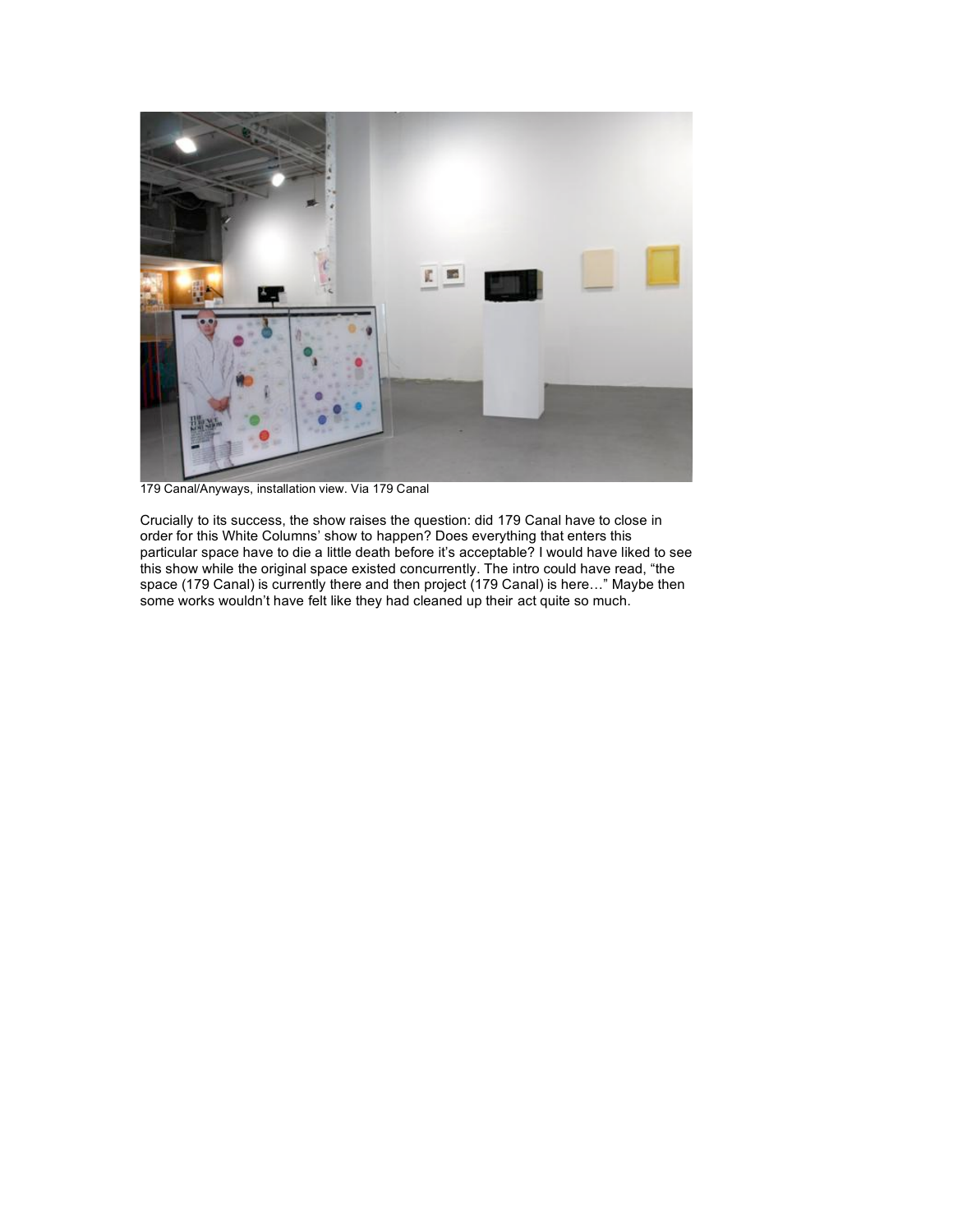179 Canal/Anyways, installation view. Via 179 Canal

Crucially to its success, the show raises the question: did 179 Canal have to close in order for this White Columns' show to happen? Does everything that enters this particular space have to die a little death before it's acceptable? I would have liked to see this show while the original space existed concurrently. The intro could have read, "the space (179 Canal) is currently there and then project (179 Canal) is here…" Maybe then some works wouldn't have felt like they had cleaned up their act quite so much.